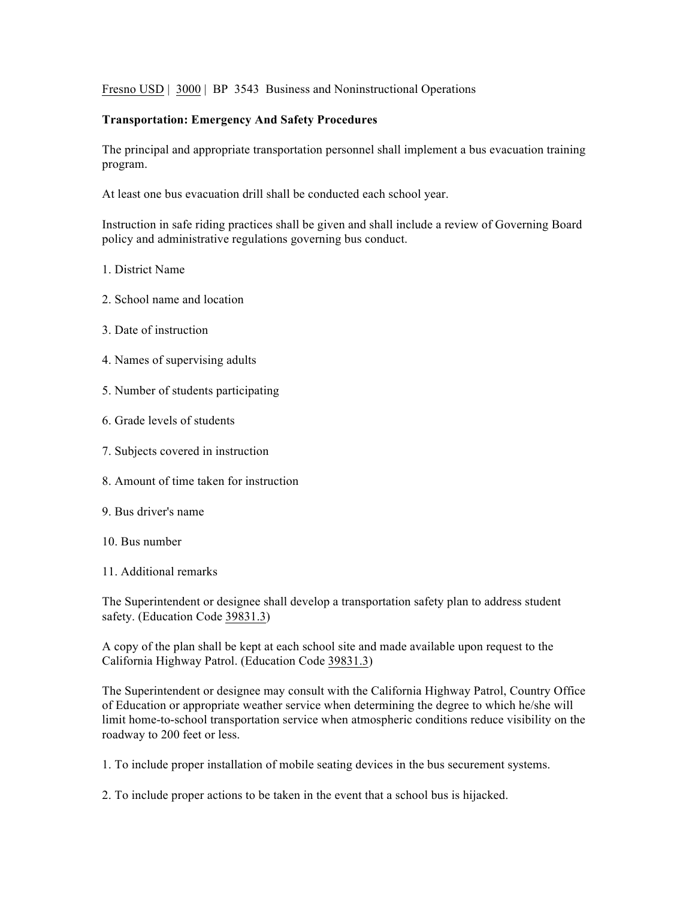Fresno USD | 3000 | BP 3543 Business and Noninstructional Operations

**Transportation: Emergency And Safety Procedures**

The principal and appropriate transportation personnel shall implement a bus evacuation training program.

At least one bus evacuation drill shall be conducted each school year.

Instruction in safe riding practices shall be given and shall include a review of Governing Board policy and administrative regulations governing bus conduct.

1. District Name

2. School name and location

3. Date of instruction

4. Names of supervising adults

5. Number of students participating

6. Grade levels of students

7. Subjects covered in instruction

8. Amount of time taken for instruction

9. Bus driver's name

10. Bus number

11. Additional remarks

The Superintendent or designee shall develop a transportation safety plan to address student safety. (Education Code 39831.3)

A copy of the plan shall be kept at each school site and made available upon request to the California Highway Patrol. (Education Code 39831.3)

The Superintendent or designee may consult with the California Highway Patrol, Country Office of Education or appropriate weather service when determining the degree to which he/she will limit home-to-school transportation service when atmospheric conditions reduce visibility on the roadway to 200 feet or less.

1. To include proper installation of mobile seating devices in the bus securement systems.

2. To include proper actions to be taken in the event that a school bus is hijacked.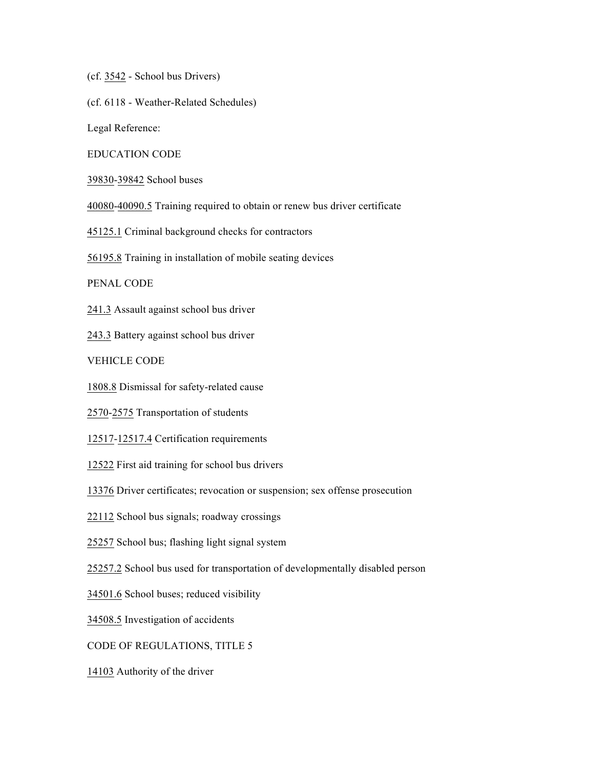(cf. 3542 - School bus Drivers)

(cf. 6118 - Weather-Related Schedules)

Legal Reference:

EDUCATION CODE

39830-39842 School buses

40080-40090.5 Training required to obtain or renew bus driver certificate

45125.1 Criminal background checks for contractors

56195.8 Training in installation of mobile seating devices

PENAL CODE

241.3 Assault against school bus driver

243.3 Battery against school bus driver

VEHICLE CODE

1808.8 Dismissal for safety-related cause

2570-2575 Transportation of students

12517-12517.4 Certification requirements

12522 First aid training for school bus drivers

13376 Driver certificates; revocation or suspension; sex offense prosecution

22112 School bus signals; roadway crossings

25257 School bus; flashing light signal system

25257.2 School bus used for transportation of developmentally disabled person

34501.6 School buses; reduced visibility

34508.5 Investigation of accidents

CODE OF REGULATIONS, TITLE 5

14103 Authority of the driver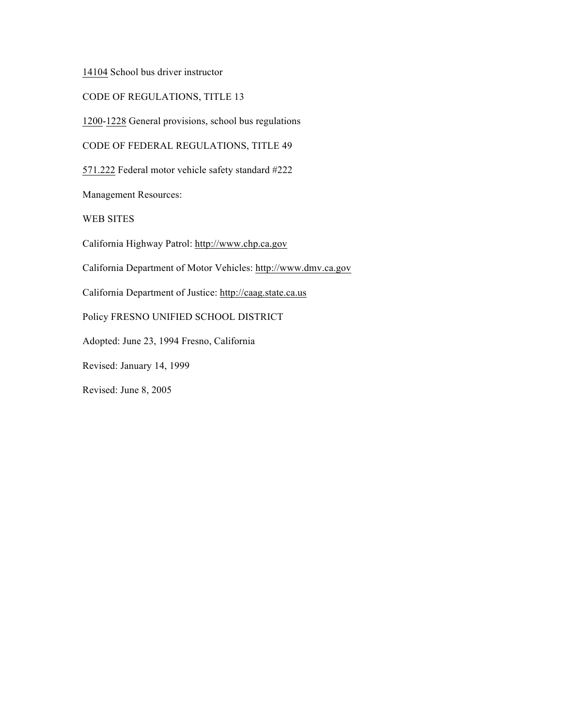14104 School bus driver instructor

CODE OF REGULATIONS, TITLE 13

1200-1228 General provisions, school bus regulations

CODE OF FEDERAL REGULATIONS, TITLE 49

571.222 Federal motor vehicle safety standard #222

Management Resources:

WEB SITES

California Highway Patrol: http://www.chp.ca.gov

California Department of Motor Vehicles: http://www.dmv.ca.gov

California Department of Justice: http://caag.state.ca.us

Policy FRESNO UNIFIED SCHOOL DISTRICT

Adopted: June 23, 1994 Fresno, California

Revised: January 14, 1999

Revised: June 8, 2005